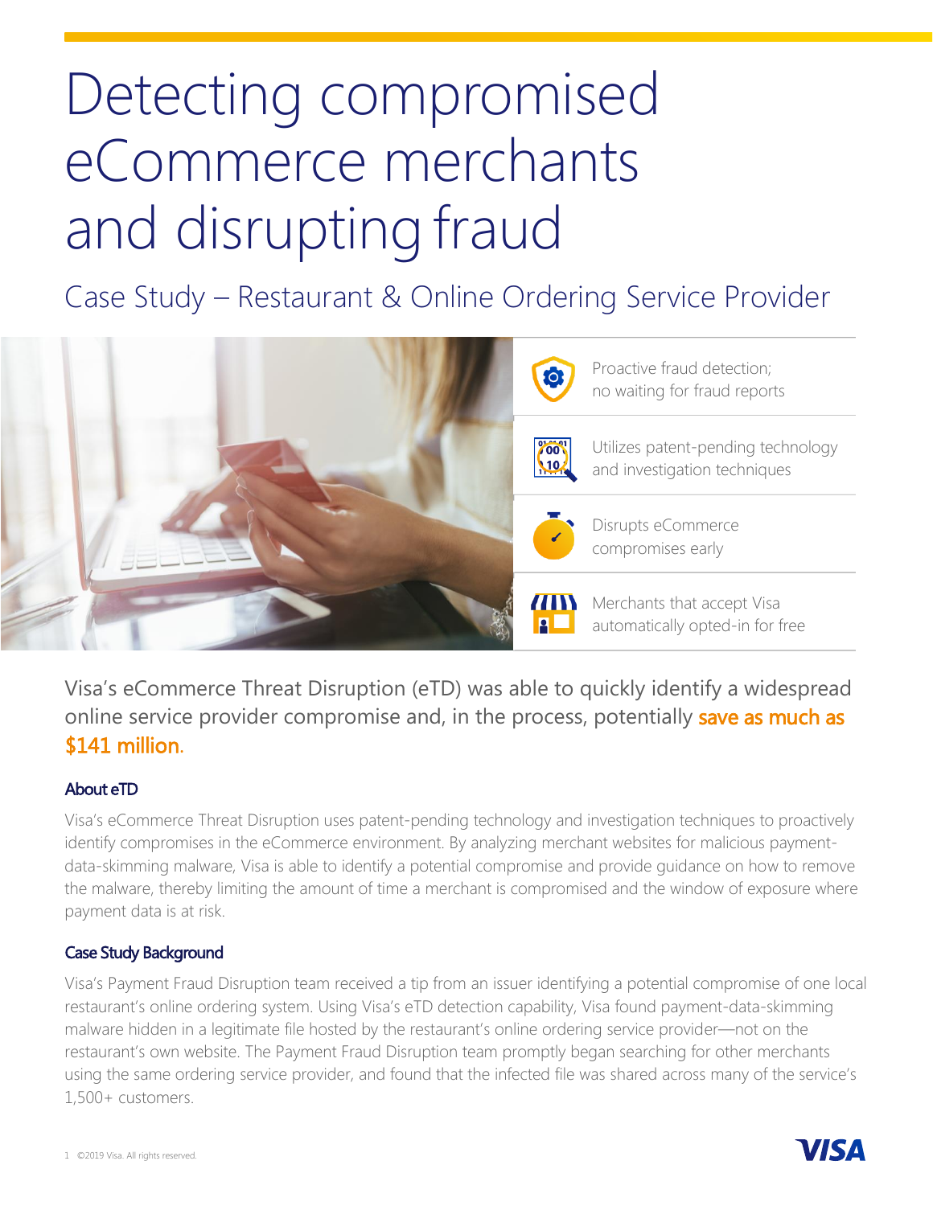# Detecting compromised eCommerce merchants and disrupting fraud

## Case Study – Restaurant & Online Ordering Service Provider

- Proactive fraud detection; no waiting for fraud reports
- Utilizes patent-pending technology and investigation techniques
- Disrupts eCommerce compromises early
- Merchants that accept Visa automatically opted-in for free

Visa's eCommerce Threat Disruption (eTD) was able to quickly identify a widespread online service provider compromise and, in the process, potentially **save as much as $141 million.**

### About eTD

Visa's eCommerce Threat Disruption uses patent-pending technology and investigation techniques to proactively identify compromises in the eCommerce environment. By analyzing merchant websites for malicious payment-data-skimming malware, Visa is able to identify a potential compromise and provide guidance on how to remove the malware, thereby limiting the amount of time a merchant is compromised and the window of exposure where payment data is at risk.

### Case Study Background

Visa's Payment Fraud Disruption team received a tip from an issuer identifying a potential compromise of one local restaurant's online ordering system. Using Visa's eTD detection capability, Visa found payment-data-skimming malware hidden in a legitimate file hosted by the restaurant's online ordering service provider—not on the restaurant's own website. The Payment Fraud Disruption team promptly began searching for other merchants using the same ordering service provider, and found that the infected file was shared across many of the service's 1,500+ customers.

©2019 Visa. All rights reserved.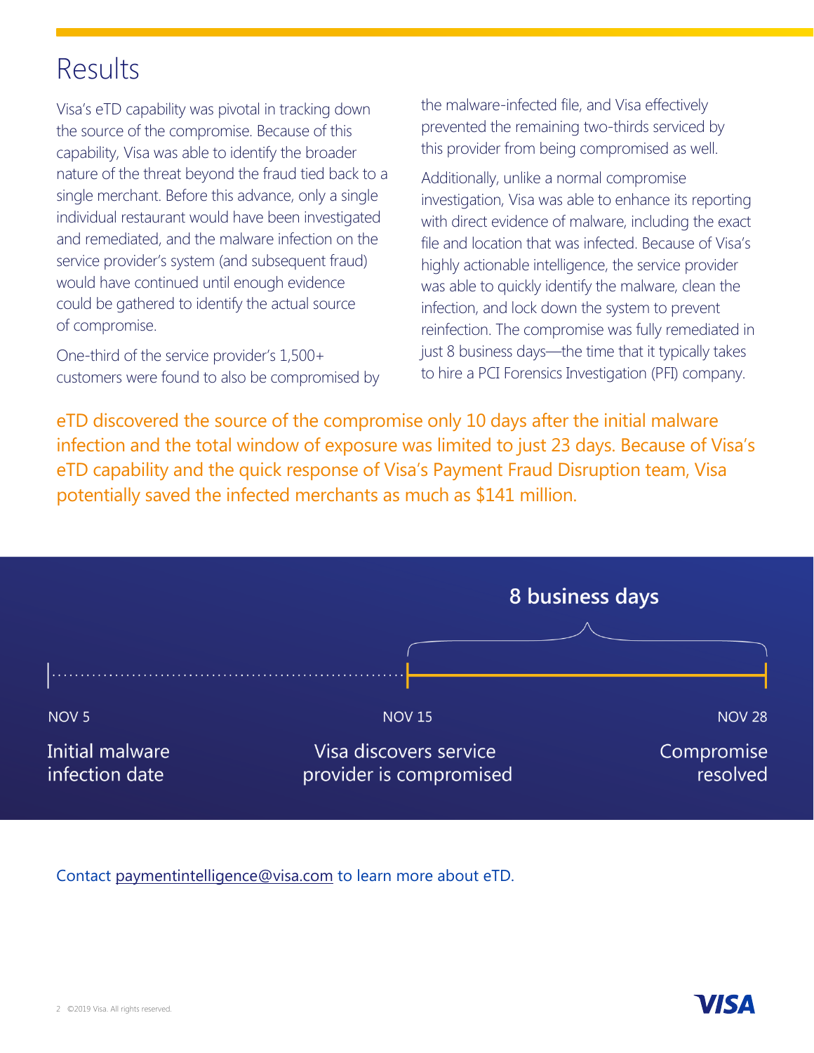# Results

Visa's eTD capability was pivotal in tracking down the source of the compromise. Because of this capability, Visa was able to identify the broader nature of the threat beyond the fraud tied back to a single merchant. Before this advance, only a single individual restaurant would have been investigated and remediated, and the malware infection on the service provider's system (and subsequent fraud) would have continued until enough evidence could be gathered to identify the actual source of compromise.

One-third of the service provider's 1,500+ customers were found to also be compromised by the malware-infected file, and Visa effectively prevented the remaining two-thirds serviced by this provider from being compromised as well.

Additionally, unlike a normal compromise investigation, Visa was able to enhance its reporting with direct evidence of malware, including the exact file and location that was infected. Because of Visa's highly actionable intelligence, the service provider was able to quickly identify the malware, clean the infection, and lock down the system to prevent reinfection. The compromise was fully remediated in just 8 business days—the time that it typically takes to hire a PCI Forensics Investigation (PFI) company.

eTD discovered the source of the compromise only 10 days after the initial malware infection and the total window of exposure was limited to just 23 days. Because of Visa's eTD capability and the quick response of Visa's Payment Fraud Disruption team, Visa potentially saved the infected merchants as much as $141 million.

8 business days

NOV 5
Initial malware infection date

NOV 15
Visa discovers service provider is compromised

NOV 28
Compromise resolved

Contact paymentintelligence@visa.com to learn more about eTD.